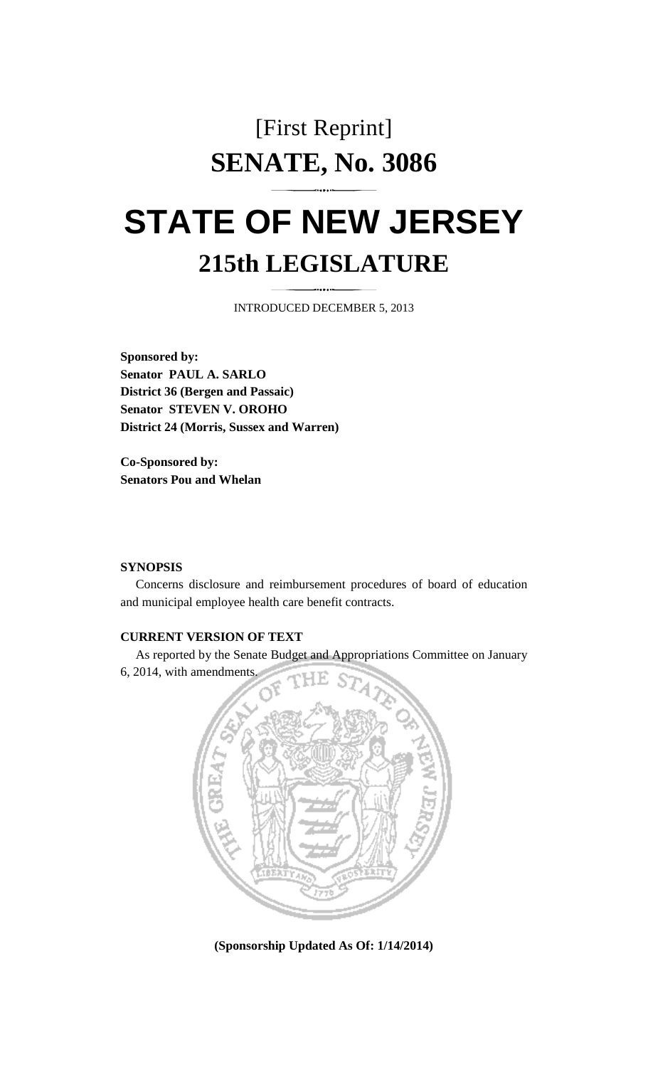[First Reprint]

# SENATE, No. 3086

# STATE OF NEW JERSEY

## 215th LEGISLATURE

INTRODUCED DECEMBER 5, 2013

**Sponsored by:**
**Senator PAUL A. SARLO**
**District 36 (Bergen and Passaic)**
**Senator STEVEN V. OROHO**
**District 24 (Morris, Sussex and Warren)**

**Co-Sponsored by:**
**Senators Pou and Whelan**

**SYNOPSIS**

Concerns disclosure and reimbursement procedures of board of education and municipal employee health care benefit contracts.

**CURRENT VERSION OF TEXT**

As reported by the Senate Budget and Appropriations Committee on January 6, 2014, with amendments.

**(Sponsorship Updated As Of: 1/14/2014)**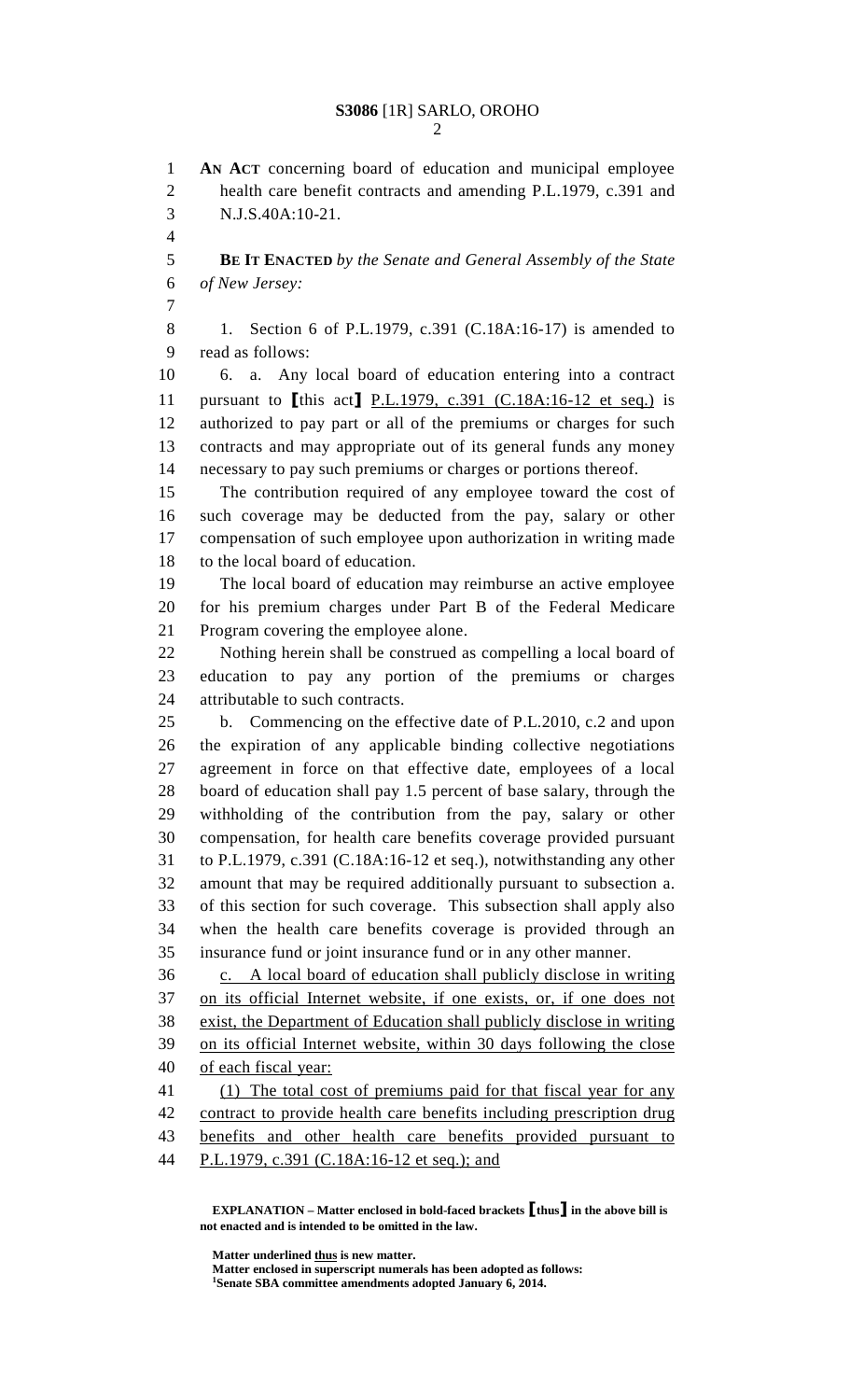**AN ACT** concerning board of education and municipal employee health care benefit contracts and amending P.L.1979, c.391 and N.J.S.40A:10-21.

**BE IT ENACTED** *by the Senate and General Assembly of the State of New Jersey:*

1. Section 6 of P.L.1979, c.391 (C.18A:16-17) is amended to read as follows:

6. a. Any local board of education entering into a contract pursuant to **[**this act**]** <u>P.L.1979, c.391 (C.18A:16-12 et seq.)</u> is authorized to pay part or all of the premiums or charges for such contracts and may appropriate out of its general funds any money necessary to pay such premiums or charges or portions thereof.

The contribution required of any employee toward the cost of such coverage may be deducted from the pay, salary or other compensation of such employee upon authorization in writing made to the local board of education.

The local board of education may reimburse an active employee for his premium charges under Part B of the Federal Medicare Program covering the employee alone.

Nothing herein shall be construed as compelling a local board of education to pay any portion of the premiums or charges attributable to such contracts.

b. Commencing on the effective date of P.L.2010, c.2 and upon the expiration of any applicable binding collective negotiations agreement in force on that effective date, employees of a local board of education shall pay 1.5 percent of base salary, through the withholding of the contribution from the pay, salary or other compensation, for health care benefits coverage provided pursuant to P.L.1979, c.391 (C.18A:16-12 et seq.), notwithstanding any other amount that may be required additionally pursuant to subsection a. of this section for such coverage. This subsection shall apply also when the health care benefits coverage is provided through an insurance fund or joint insurance fund or in any other manner.

<u>c. A local board of education shall publicly disclose in writing on its official Internet website, if one exists, or, if one does not exist, the Department of Education shall publicly disclose in writing on its official Internet website, within 30 days following the close of each fiscal year:</u>

<u>(1) The total cost of premiums paid for that fiscal year for any contract to provide health care benefits including prescription drug benefits and other health care benefits provided pursuant to P.L.1979, c.391 (C.18A:16-12 et seq.); and</u>

**EXPLANATION – Matter enclosed in bold-faced brackets [thus] in the above bill is not enacted and is intended to be omitted in the law.**

**Matter underlined <u>thus</u> is new matter.**
**Matter enclosed in superscript numerals has been adopted as follows:**
**[1]Senate SBA committee amendments adopted January 6, 2014.**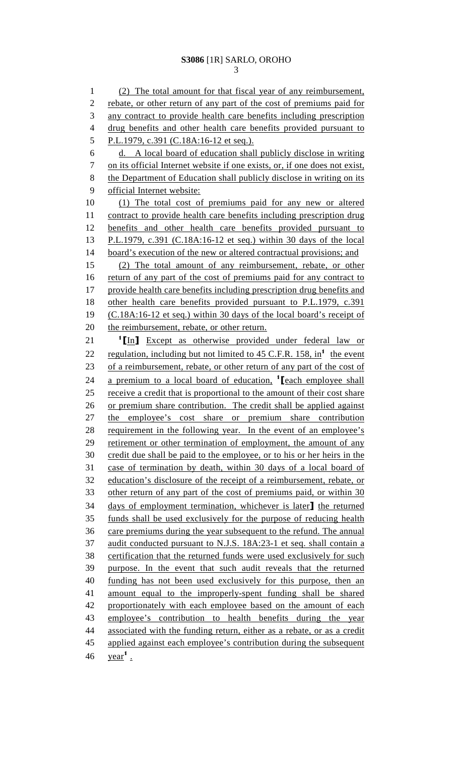(2) The total amount for that fiscal year of any reimbursement, rebate, or other return of any part of the cost of premiums paid for any contract to provide health care benefits including prescription drug benefits and other health care benefits provided pursuant to P.L.1979, c.391 (C.18A:16-12 et seq.).

d. A local board of education shall publicly disclose in writing on its official Internet website if one exists, or, if one does not exist, the Department of Education shall publicly disclose in writing on its official Internet website:

(1) The total cost of premiums paid for any new or altered contract to provide health care benefits including prescription drug benefits and other health care benefits provided pursuant to P.L.1979, c.391 (C.18A:16-12 et seq.) within 30 days of the local board's execution of the new or altered contractual provisions; and

(2) The total amount of any reimbursement, rebate, or other return of any part of the cost of premiums paid for any contract to provide health care benefits including prescription drug benefits and other health care benefits provided pursuant to P.L.1979, c.391 (C.18A:16-12 et seq.) within 30 days of the local board's receipt of the reimbursement, rebate, or other return.

[1]⟦In⟧ Except as otherwise provided under federal law or regulation, including but not limited to 45 C.F.R. 158, in[1] the event of a reimbursement, rebate, or other return of any part of the cost of a premium to a local board of education, [1]⟦each employee shall receive a credit that is proportional to the amount of their cost share or premium share contribution. The credit shall be applied against the employee's cost share or premium share contribution requirement in the following year. In the event of an employee's retirement or other termination of employment, the amount of any credit due shall be paid to the employee, or to his or her heirs in the case of termination by death, within 30 days of a local board of education's disclosure of the receipt of a reimbursement, rebate, or other return of any part of the cost of premiums paid, or within 30 days of employment termination, whichever is later⟧ the returned funds shall be used exclusively for the purpose of reducing health care premiums during the year subsequent to the refund. The annual audit conducted pursuant to N.J.S. 18A:23-1 et seq. shall contain a certification that the returned funds were used exclusively for such purpose. In the event that such audit reveals that the returned funding has not been used exclusively for this purpose, then an amount equal to the improperly-spent funding shall be shared proportionately with each employee based on the amount of each employee's contribution to health benefits during the year associated with the funding return, either as a rebate, or as a credit applied against each employee's contribution during the subsequent year[1] .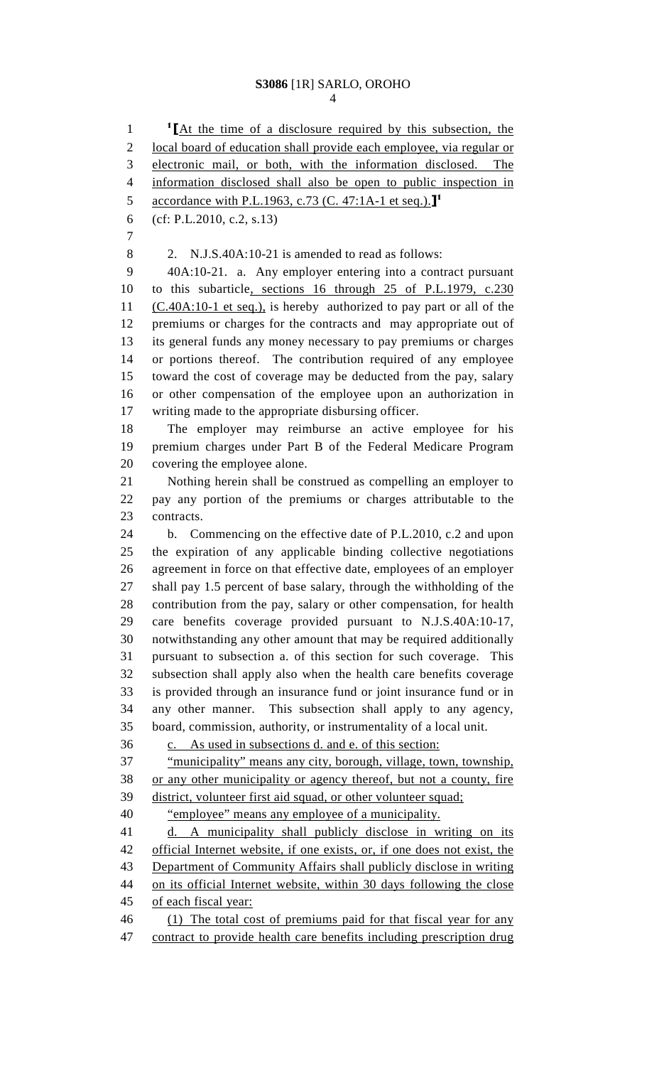[1]⟦At the time of a disclosure required by this subsection, the local board of education shall provide each employee, via regular or electronic mail, or both, with the information disclosed. The information disclosed shall also be open to public inspection in accordance with P.L.1963, c.73 (C. 47:1A-1 et seq.).⟧[1]

(cf: P.L.2010, c.2, s.13)

2. N.J.S.40A:10-21 is amended to read as follows:

40A:10-21. a. Any employer entering into a contract pursuant to this subarticle, sections 16 through 25 of P.L.1979, c.230 (C.40A:10-1 et seq.), is hereby authorized to pay part or all of the premiums or charges for the contracts and may appropriate out of its general funds any money necessary to pay premiums or charges or portions thereof. The contribution required of any employee toward the cost of coverage may be deducted from the pay, salary or other compensation of the employee upon an authorization in writing made to the appropriate disbursing officer.

The employer may reimburse an active employee for his premium charges under Part B of the Federal Medicare Program covering the employee alone.

Nothing herein shall be construed as compelling an employer to pay any portion of the premiums or charges attributable to the contracts.

b. Commencing on the effective date of P.L.2010, c.2 and upon the expiration of any applicable binding collective negotiations agreement in force on that effective date, employees of an employer shall pay 1.5 percent of base salary, through the withholding of the contribution from the pay, salary or other compensation, for health care benefits coverage provided pursuant to N.J.S.40A:10-17, notwithstanding any other amount that may be required additionally pursuant to subsection a. of this section for such coverage. This subsection shall apply also when the health care benefits coverage is provided through an insurance fund or joint insurance fund or in any other manner. This subsection shall apply to any agency, board, commission, authority, or instrumentality of a local unit.

c. As used in subsections d. and e. of this section:

"municipality" means any city, borough, village, town, township, or any other municipality or agency thereof, but not a county, fire district, volunteer first aid squad, or other volunteer squad;

"employee" means any employee of a municipality.

d. A municipality shall publicly disclose in writing on its official Internet website, if one exists, or, if one does not exist, the Department of Community Affairs shall publicly disclose in writing on its official Internet website, within 30 days following the close of each fiscal year:

(1) The total cost of premiums paid for that fiscal year for any contract to provide health care benefits including prescription drug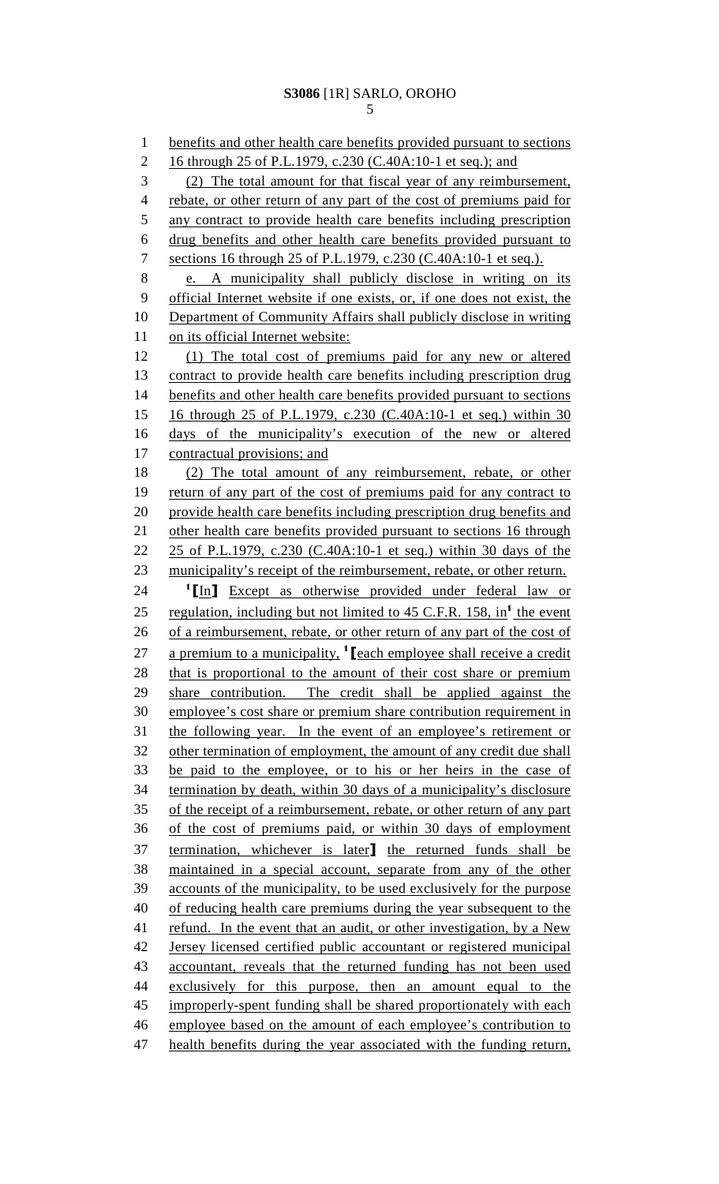benefits and other health care benefits provided pursuant to sections 16 through 25 of P.L.1979, c.230 (C.40A:10-1 et seq.); and

(2) The total amount for that fiscal year of any reimbursement, rebate, or other return of any part of the cost of premiums paid for any contract to provide health care benefits including prescription drug benefits and other health care benefits provided pursuant to sections 16 through 25 of P.L.1979, c.230 (C.40A:10-1 et seq.).

e. A municipality shall publicly disclose in writing on its official Internet website if one exists, or, if one does not exist, the Department of Community Affairs shall publicly disclose in writing on its official Internet website:

(1) The total cost of premiums paid for any new or altered contract to provide health care benefits including prescription drug benefits and other health care benefits provided pursuant to sections 16 through 25 of P.L.1979, c.230 (C.40A:10-1 et seq.) within 30 days of the municipality's execution of the new or altered contractual provisions; and

(2) The total amount of any reimbursement, rebate, or other return of any part of the cost of premiums paid for any contract to provide health care benefits including prescription drug benefits and other health care benefits provided pursuant to sections 16 through 25 of P.L.1979, c.230 (C.40A:10-1 et seq.) within 30 days of the municipality's receipt of the reimbursement, rebate, or other return.

[1]⟦In⟧ Except as otherwise provided under federal law or regulation, including but not limited to 45 C.F.R. 158, in[1] the event of a reimbursement, rebate, or other return of any part of the cost of a premium to a municipality, [1]⟦each employee shall receive a credit that is proportional to the amount of their cost share or premium share contribution. The credit shall be applied against the employee's cost share or premium share contribution requirement in the following year. In the event of an employee's retirement or other termination of employment, the amount of any credit due shall be paid to the employee, or to his or her heirs in the case of termination by death, within 30 days of a municipality's disclosure of the receipt of a reimbursement, rebate, or other return of any part of the cost of premiums paid, or within 30 days of employment termination, whichever is later⟧ the returned funds shall be maintained in a special account, separate from any of the other accounts of the municipality, to be used exclusively for the purpose of reducing health care premiums during the year subsequent to the refund. In the event that an audit, or other investigation, by a New Jersey licensed certified public accountant or registered municipal accountant, reveals that the returned funding has not been used exclusively for this purpose, then an amount equal to the improperly-spent funding shall be shared proportionately with each employee based on the amount of each employee's contribution to health benefits during the year associated with the funding return,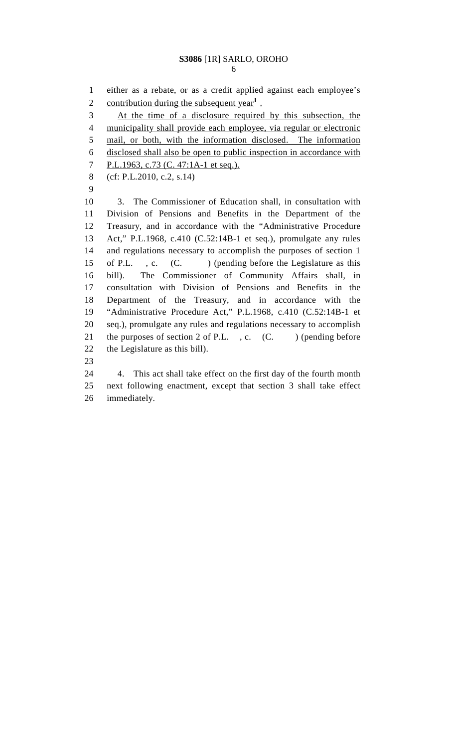either as a rebate, or as a credit applied against each employee's contribution during the subsequent year[1] .

At the time of a disclosure required by this subsection, the municipality shall provide each employee, via regular or electronic mail, or both, with the information disclosed. The information disclosed shall also be open to public inspection in accordance with P.L.1963, c.73 (C. 47:1A-1 et seq.).

(cf: P.L.2010, c.2, s.14)

3. The Commissioner of Education shall, in consultation with Division of Pensions and Benefits in the Department of the Treasury, and in accordance with the "Administrative Procedure Act," P.L.1968, c.410 (C.52:14B-1 et seq.), promulgate any rules and regulations necessary to accomplish the purposes of section 1 of P.L. , c. (C. ) (pending before the Legislature as this bill). The Commissioner of Community Affairs shall, in consultation with Division of Pensions and Benefits in the Department of the Treasury, and in accordance with the "Administrative Procedure Act," P.L.1968, c.410 (C.52:14B-1 et seq.), promulgate any rules and regulations necessary to accomplish the purposes of section 2 of P.L. , c. (C. ) (pending before the Legislature as this bill).

4. This act shall take effect on the first day of the fourth month next following enactment, except that section 3 shall take effect immediately.